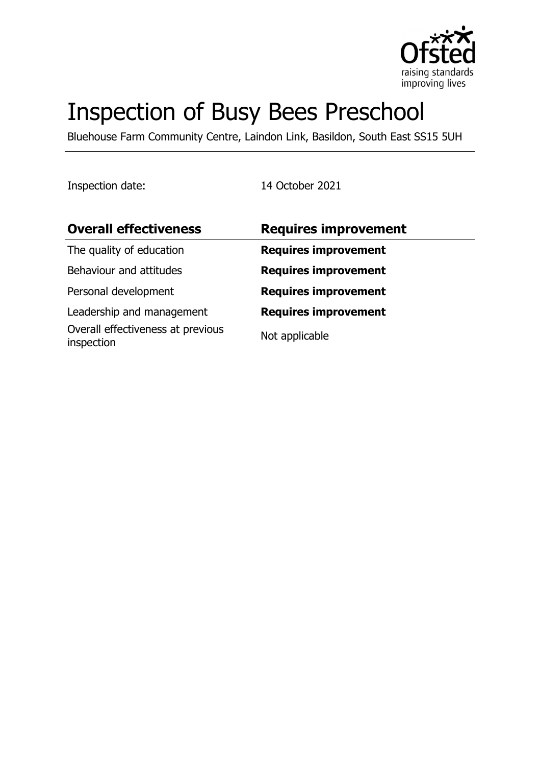# Inspection of Busy Bees Preschool

Bluehouse Farm Community Centre, Laindon Link, Basildon, South East SS15 5UH

Inspection date: 14 October 2021

| **Overall effectiveness** | **Requires improvement** |
| --- | --- |
| The quality of education | **Requires improvement** |
| Behaviour and attitudes | **Requires improvement** |
| Personal development | **Requires improvement** |
| Leadership and management | **Requires improvement** |
| Overall effectiveness at previous inspection | Not applicable |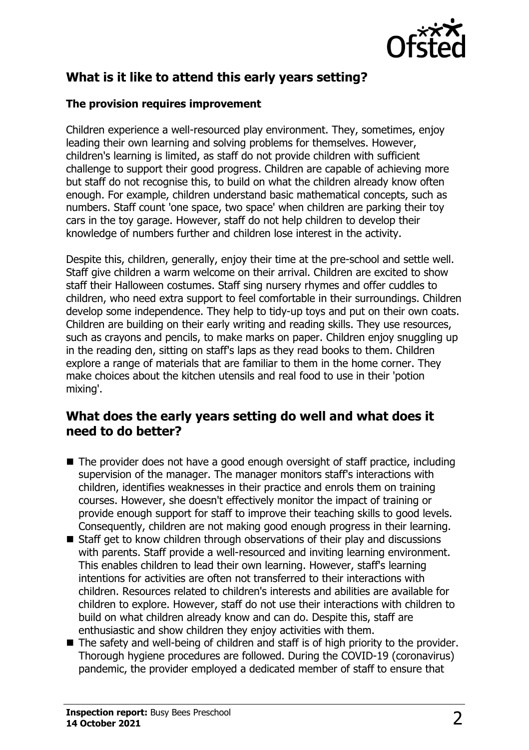## What is it like to attend this early years setting?

### The provision requires improvement

Children experience a well-resourced play environment. They, sometimes, enjoy leading their own learning and solving problems for themselves. However, children's learning is limited, as staff do not provide children with sufficient challenge to support their good progress. Children are capable of achieving more but staff do not recognise this, to build on what the children already know often enough. For example, children understand basic mathematical concepts, such as numbers. Staff count 'one space, two space' when children are parking their toy cars in the toy garage. However, staff do not help children to develop their knowledge of numbers further and children lose interest in the activity.

Despite this, children, generally, enjoy their time at the pre-school and settle well. Staff give children a warm welcome on their arrival. Children are excited to show staff their Halloween costumes. Staff sing nursery rhymes and offer cuddles to children, who need extra support to feel comfortable in their surroundings. Children develop some independence. They help to tidy-up toys and put on their own coats. Children are building on their early writing and reading skills. They use resources, such as crayons and pencils, to make marks on paper. Children enjoy snuggling up in the reading den, sitting on staff's laps as they read books to them. Children explore a range of materials that are familiar to them in the home corner. They make choices about the kitchen utensils and real food to use in their 'potion mixing'.

## What does the early years setting do well and what does it need to do better?

- The provider does not have a good enough oversight of staff practice, including supervision of the manager. The manager monitors staff's interactions with children, identifies weaknesses in their practice and enrols them on training courses. However, she doesn't effectively monitor the impact of training or provide enough support for staff to improve their teaching skills to good levels. Consequently, children are not making good enough progress in their learning.
- Staff get to know children through observations of their play and discussions with parents. Staff provide a well-resourced and inviting learning environment. This enables children to lead their own learning. However, staff's learning intentions for activities are often not transferred to their interactions with children. Resources related to children's interests and abilities are available for children to explore. However, staff do not use their interactions with children to build on what children already know and can do. Despite this, staff are enthusiastic and show children they enjoy activities with them.
- The safety and well-being of children and staff is of high priority to the provider. Thorough hygiene procedures are followed. During the COVID-19 (coronavirus) pandemic, the provider employed a dedicated member of staff to ensure that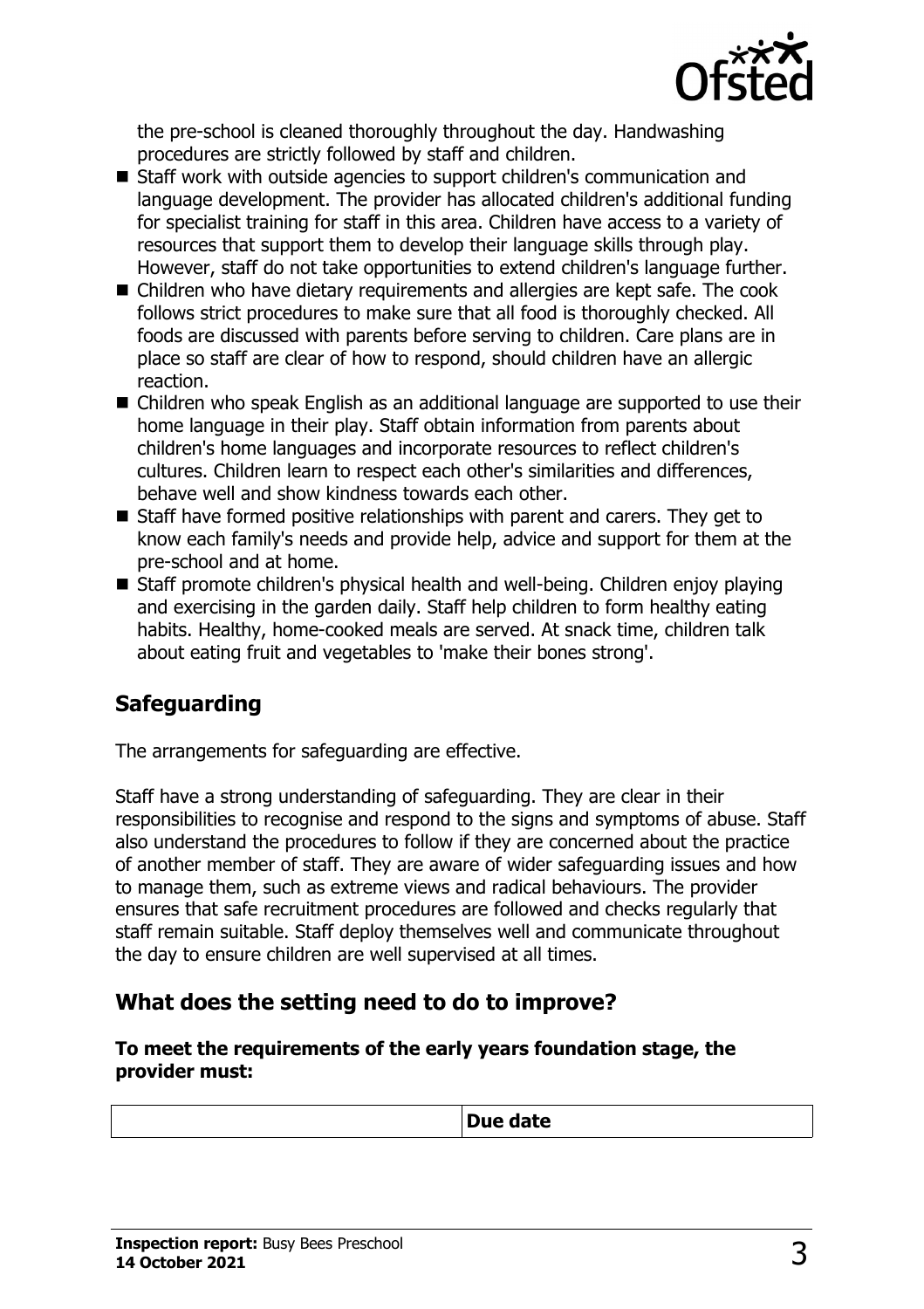the pre-school is cleaned thoroughly throughout the day. Handwashing procedures are strictly followed by staff and children.

- Staff work with outside agencies to support children's communication and language development. The provider has allocated children's additional funding for specialist training for staff in this area. Children have access to a variety of resources that support them to develop their language skills through play. However, staff do not take opportunities to extend children's language further.
- Children who have dietary requirements and allergies are kept safe. The cook follows strict procedures to make sure that all food is thoroughly checked. All foods are discussed with parents before serving to children. Care plans are in place so staff are clear of how to respond, should children have an allergic reaction.
- Children who speak English as an additional language are supported to use their home language in their play. Staff obtain information from parents about children's home languages and incorporate resources to reflect children's cultures. Children learn to respect each other's similarities and differences, behave well and show kindness towards each other.
- Staff have formed positive relationships with parent and carers. They get to know each family's needs and provide help, advice and support for them at the pre-school and at home.
- Staff promote children's physical health and well-being. Children enjoy playing and exercising in the garden daily. Staff help children to form healthy eating habits. Healthy, home-cooked meals are served. At snack time, children talk about eating fruit and vegetables to 'make their bones strong'.

## Safeguarding

The arrangements for safeguarding are effective.

Staff have a strong understanding of safeguarding. They are clear in their responsibilities to recognise and respond to the signs and symptoms of abuse. Staff also understand the procedures to follow if they are concerned about the practice of another member of staff. They are aware of wider safeguarding issues and how to manage them, such as extreme views and radical behaviours. The provider ensures that safe recruitment procedures are followed and checks regularly that staff remain suitable. Staff deploy themselves well and communicate throughout the day to ensure children are well supervised at all times.

## What does the setting need to do to improve?

**To meet the requirements of the early years foundation stage, the provider must:**

| | **Due date** |
|---|---|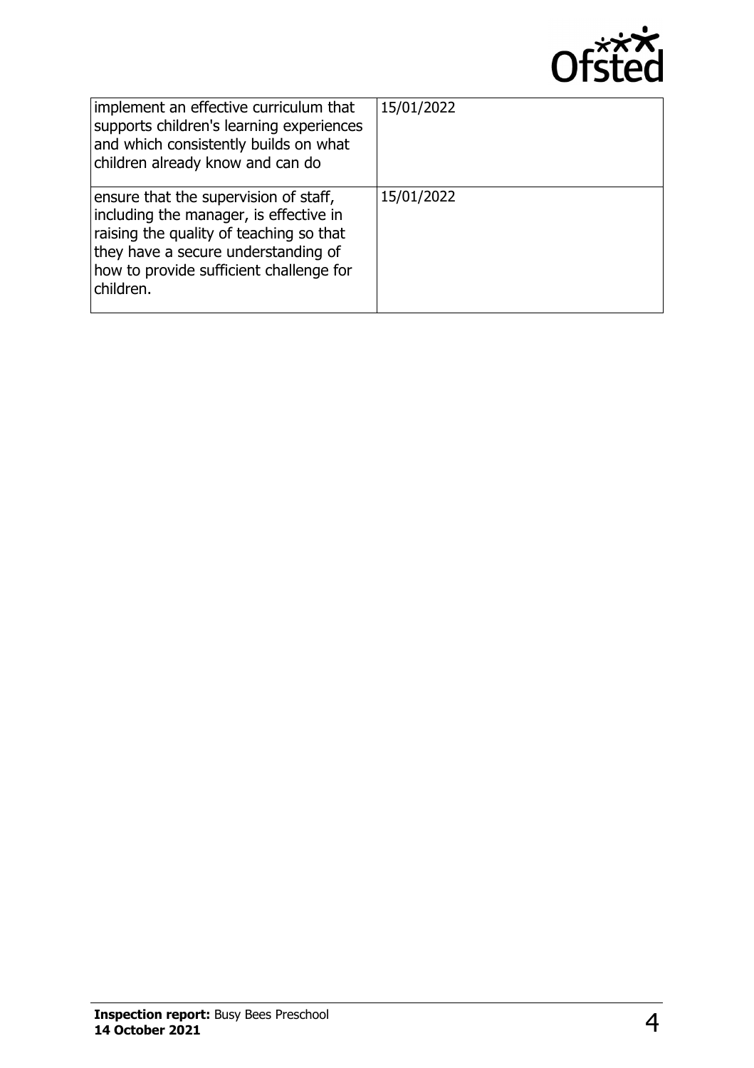| | |
|---|---|
| implement an effective curriculum that supports children's learning experiences and which consistently builds on what children already know and can do | 15/01/2022 |
| ensure that the supervision of staff, including the manager, is effective in raising the quality of teaching so that they have a secure understanding of how to provide sufficient challenge for children. | 15/01/2022 |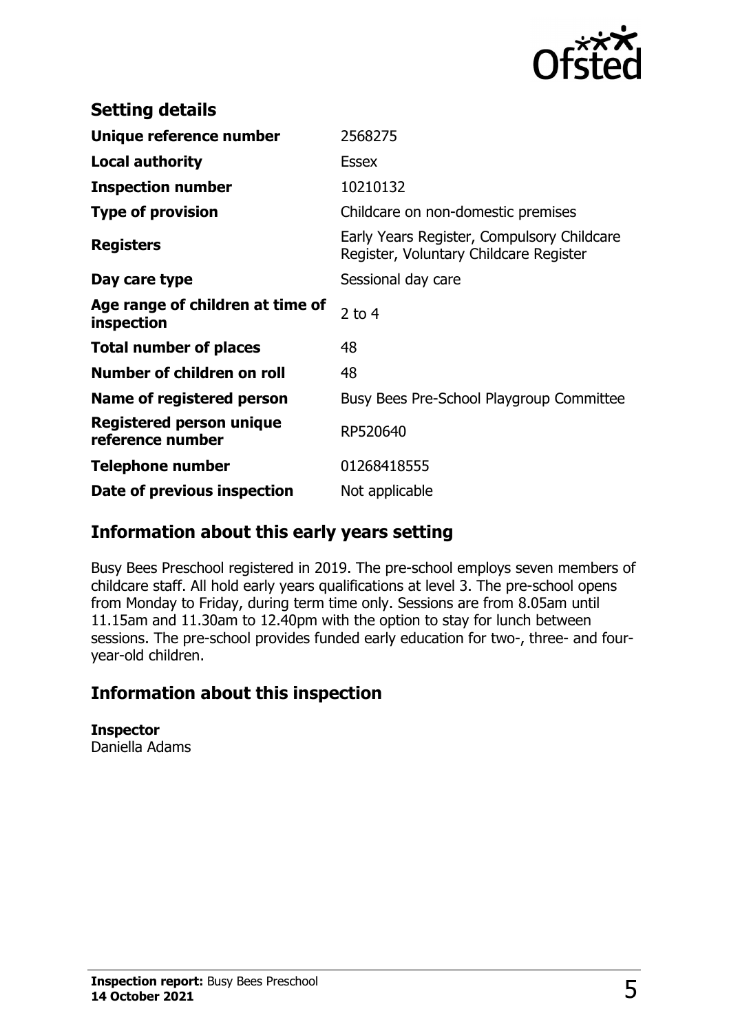## Setting details

| | |
|---|---|
| **Unique reference number** | 2568275 |
| **Local authority** | Essex |
| **Inspection number** | 10210132 |
| **Type of provision** | Childcare on non-domestic premises |
| **Registers** | Early Years Register, Compulsory Childcare Register, Voluntary Childcare Register |
| **Day care type** | Sessional day care |
| **Age range of children at time of inspection** | 2 to 4 |
| **Total number of places** | 48 |
| **Number of children on roll** | 48 |
| **Name of registered person** | Busy Bees Pre-School Playgroup Committee |
| **Registered person unique reference number** | RP520640 |
| **Telephone number** | 01268418555 |
| **Date of previous inspection** | Not applicable |

## Information about this early years setting

Busy Bees Preschool registered in 2019. The pre-school employs seven members of childcare staff. All hold early years qualifications at level 3. The pre-school opens from Monday to Friday, during term time only. Sessions are from 8.05am until 11.15am and 11.30am to 12.40pm with the option to stay for lunch between sessions. The pre-school provides funded early education for two-, three- and four-year-old children.

## Information about this inspection

**Inspector**
Daniella Adams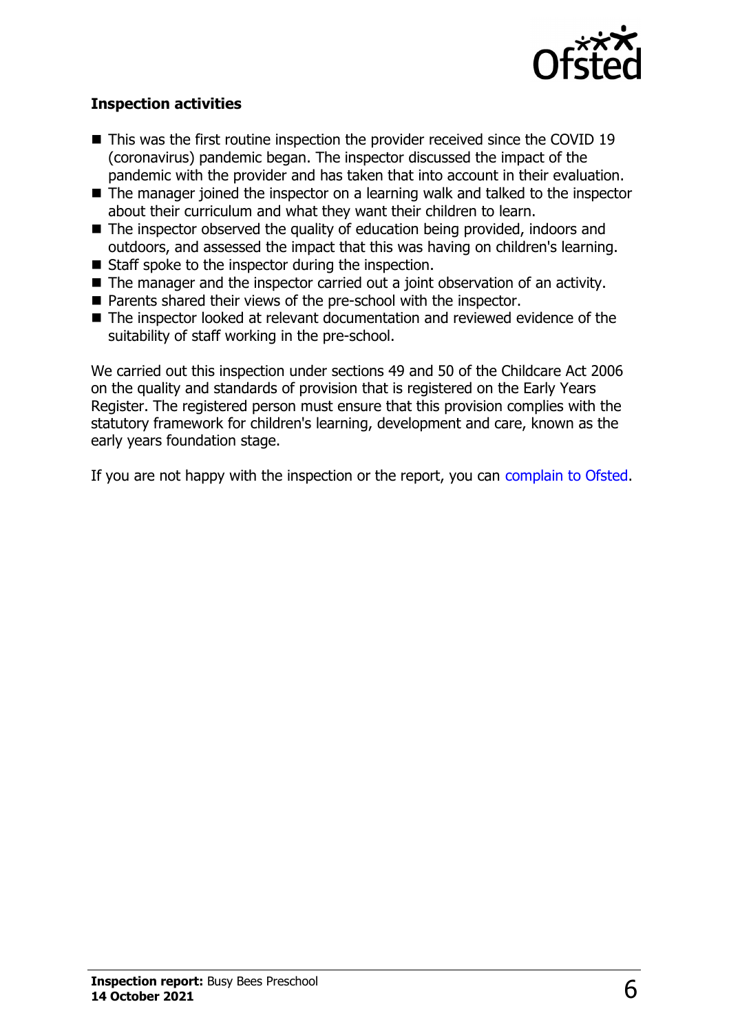### Inspection activities

- This was the first routine inspection the provider received since the COVID 19 (coronavirus) pandemic began. The inspector discussed the impact of the pandemic with the provider and has taken that into account in their evaluation.
- The manager joined the inspector on a learning walk and talked to the inspector about their curriculum and what they want their children to learn.
- The inspector observed the quality of education being provided, indoors and outdoors, and assessed the impact that this was having on children's learning.
- Staff spoke to the inspector during the inspection.
- The manager and the inspector carried out a joint observation of an activity.
- Parents shared their views of the pre-school with the inspector.
- The inspector looked at relevant documentation and reviewed evidence of the suitability of staff working in the pre-school.

We carried out this inspection under sections 49 and 50 of the Childcare Act 2006 on the quality and standards of provision that is registered on the Early Years Register. The registered person must ensure that this provision complies with the statutory framework for children's learning, development and care, known as the early years foundation stage.

If you are not happy with the inspection or the report, you can complain to Ofsted.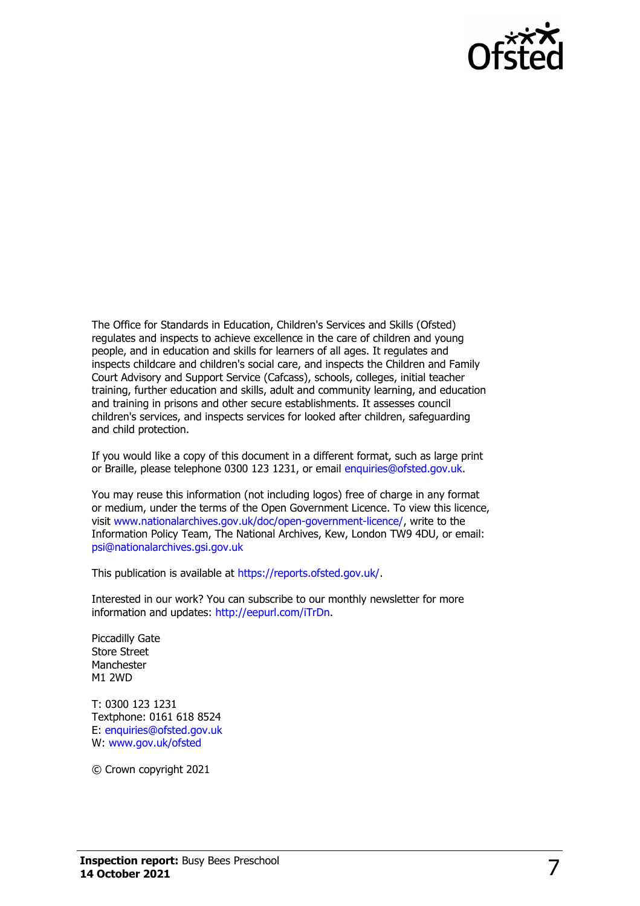The Office for Standards in Education, Children's Services and Skills (Ofsted) regulates and inspects to achieve excellence in the care of children and young people, and in education and skills for learners of all ages. It regulates and inspects childcare and children's social care, and inspects the Children and Family Court Advisory and Support Service (Cafcass), schools, colleges, initial teacher training, further education and skills, adult and community learning, and education and training in prisons and other secure establishments. It assesses council children's services, and inspects services for looked after children, safeguarding and child protection.

If you would like a copy of this document in a different format, such as large print or Braille, please telephone 0300 123 1231, or email enquiries@ofsted.gov.uk.

You may reuse this information (not including logos) free of charge in any format or medium, under the terms of the Open Government Licence. To view this licence, visit www.nationalarchives.gov.uk/doc/open-government-licence/, write to the Information Policy Team, The National Archives, Kew, London TW9 4DU, or email: psi@nationalarchives.gsi.gov.uk

This publication is available at https://reports.ofsted.gov.uk/.

Interested in our work? You can subscribe to our monthly newsletter for more information and updates: http://eepurl.com/iTrDn.

Piccadilly Gate
Store Street
Manchester
M1 2WD

T: 0300 123 1231
Textphone: 0161 618 8524
E: enquiries@ofsted.gov.uk
W: www.gov.uk/ofsted

© Crown copyright 2021